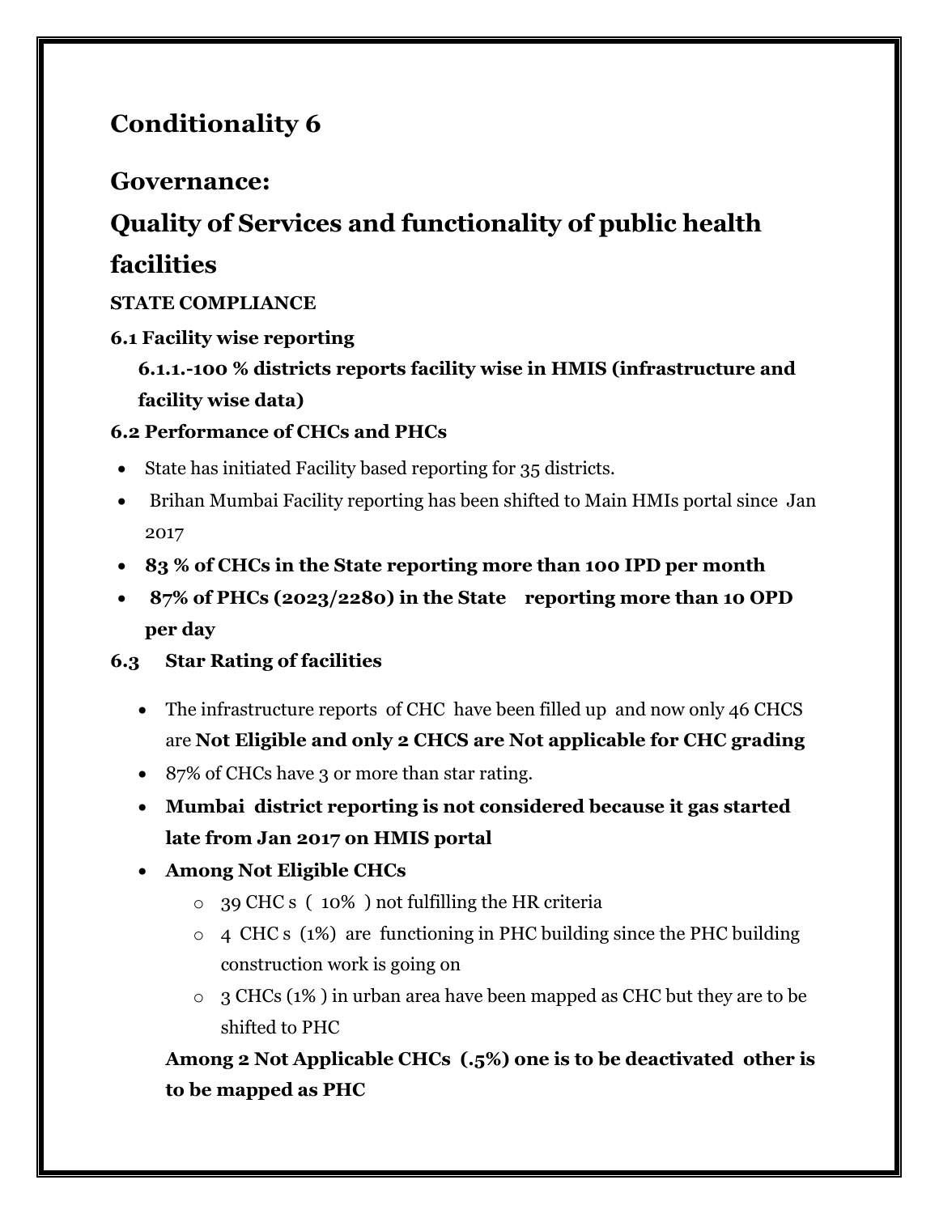# Conditionality 6

## Governance:

## Quality of Services and functionality of public health facilities

**STATE COMPLIANCE**

**6.1 Facility wise reporting**

**6.1.1.-100 % districts reports facility wise in HMIS (infrastructure and facility wise data)**

**6.2 Performance of CHCs and PHCs**

- State has initiated Facility based reporting for 35 districts.
- Brihan Mumbai Facility reporting has been shifted to Main HMIs portal since Jan 2017
- **83 % of CHCs in the State reporting more than 100 IPD per month**
- **87% of PHCs (2023/2280) in the State reporting more than 10 OPD per day**

**6.3 Star Rating of facilities**

- The infrastructure reports of CHC have been filled up and now only 46 CHCS are **Not Eligible and only 2 CHCS are Not applicable for CHC grading**
- 87% of CHCs have 3 or more than star rating.
- **Mumbai district reporting is not considered because it gas started late from Jan 2017 on HMIS portal**
- **Among Not Eligible CHCs**
  - 39 CHC s ( 10% ) not fulfilling the HR criteria
  - 4 CHC s (1%) are functioning in PHC building since the PHC building construction work is going on
  - 3 CHCs (1% ) in urban area have been mapped as CHC but they are to be shifted to PHC

**Among 2 Not Applicable CHCs (.5%) one is to be deactivated other is to be mapped as PHC**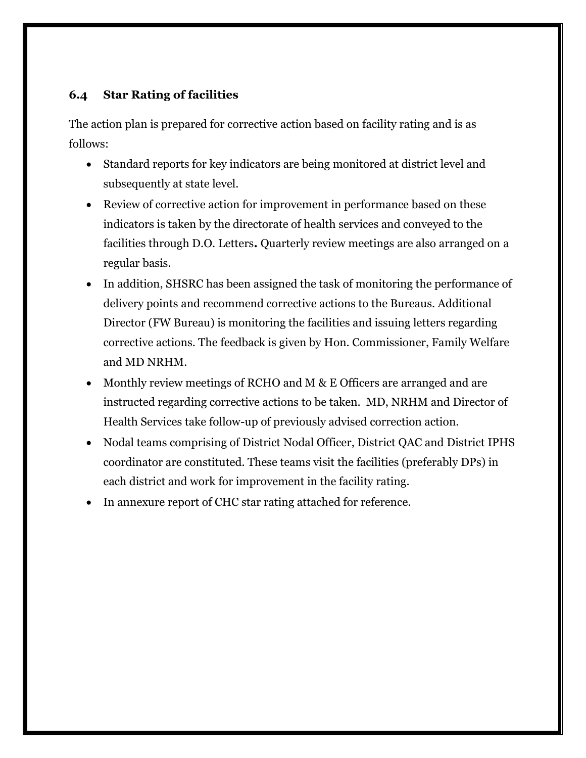### 6.4 Star Rating of facilities

The action plan is prepared for corrective action based on facility rating and is as follows:

- Standard reports for key indicators are being monitored at district level and subsequently at state level.
- Review of corrective action for improvement in performance based on these indicators is taken by the directorate of health services and conveyed to the facilities through D.O. Letters**.** Quarterly review meetings are also arranged on a regular basis.
- In addition, SHSRC has been assigned the task of monitoring the performance of delivery points and recommend corrective actions to the Bureaus. Additional Director (FW Bureau) is monitoring the facilities and issuing letters regarding corrective actions. The feedback is given by Hon. Commissioner, Family Welfare and MD NRHM.
- Monthly review meetings of RCHO and M & E Officers are arranged and are instructed regarding corrective actions to be taken. MD, NRHM and Director of Health Services take follow-up of previously advised correction action.
- Nodal teams comprising of District Nodal Officer, District QAC and District IPHS coordinator are constituted. These teams visit the facilities (preferably DPs) in each district and work for improvement in the facility rating.
- In annexure report of CHC star rating attached for reference.